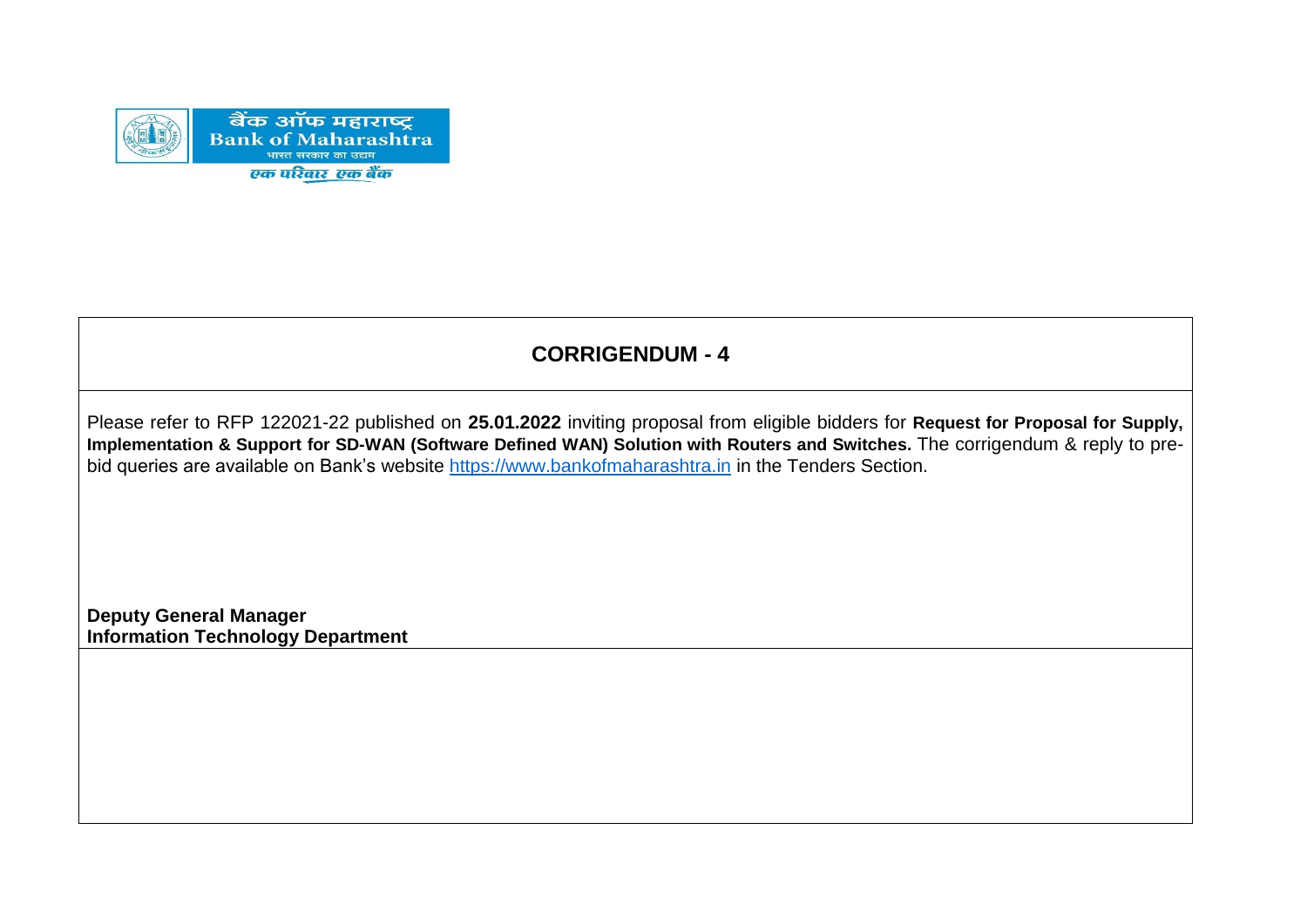बैंक ऑफ महाराष्ट्र
Bank of Maharashtra
भारत सरकार का उद्यम
एक परिवार एक बैंक

## CORRIGENDUM - 4

Please refer to RFP 122021-22 published on **25.01.2022** inviting proposal from eligible bidders for **Request for Proposal for Supply, Implementation & Support for SD-WAN (Software Defined WAN) Solution with Routers and Switches.** The corrigendum & reply to pre-bid queries are available on Bank's website [https://www.bankofmaharashtra.in](https://www.bankofmaharashtra.in) in the Tenders Section.

**Deputy General Manager**
**Information Technology Department**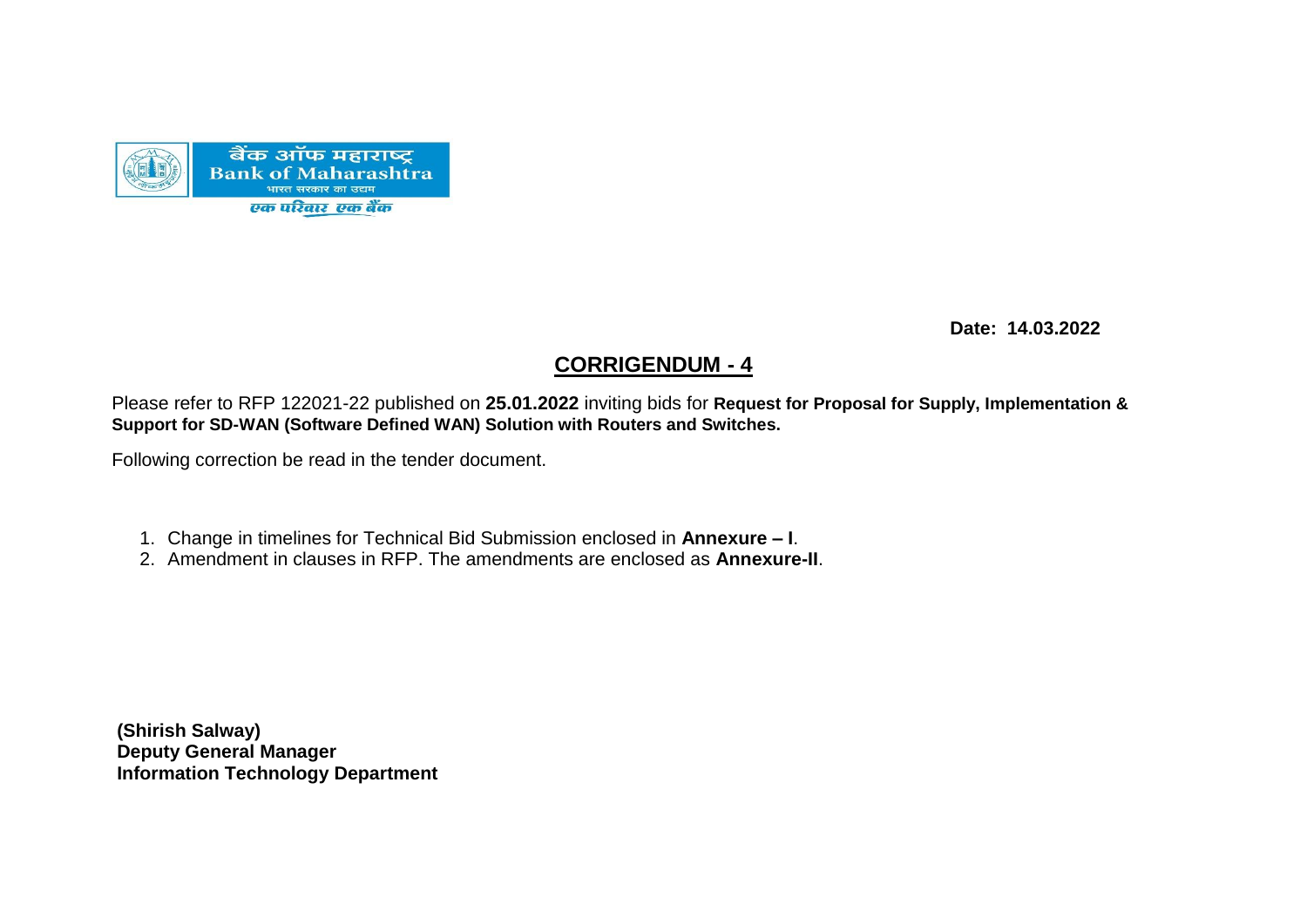Date: **14.03.2022**

## CORRIGENDUM - 4

Please refer to RFP 122021-22 published on **25.01.2022** inviting bids for **Request for Proposal for Supply, Implementation & Support for SD-WAN (Software Defined WAN) Solution with Routers and Switches.**

Following correction be read in the tender document.

1. Change in timelines for Technical Bid Submission enclosed in **Annexure – I**.
2. Amendment in clauses in RFP. The amendments are enclosed as **Annexure-II**.

**(Shirish Salway)**
**Deputy General Manager**
**Information Technology Department**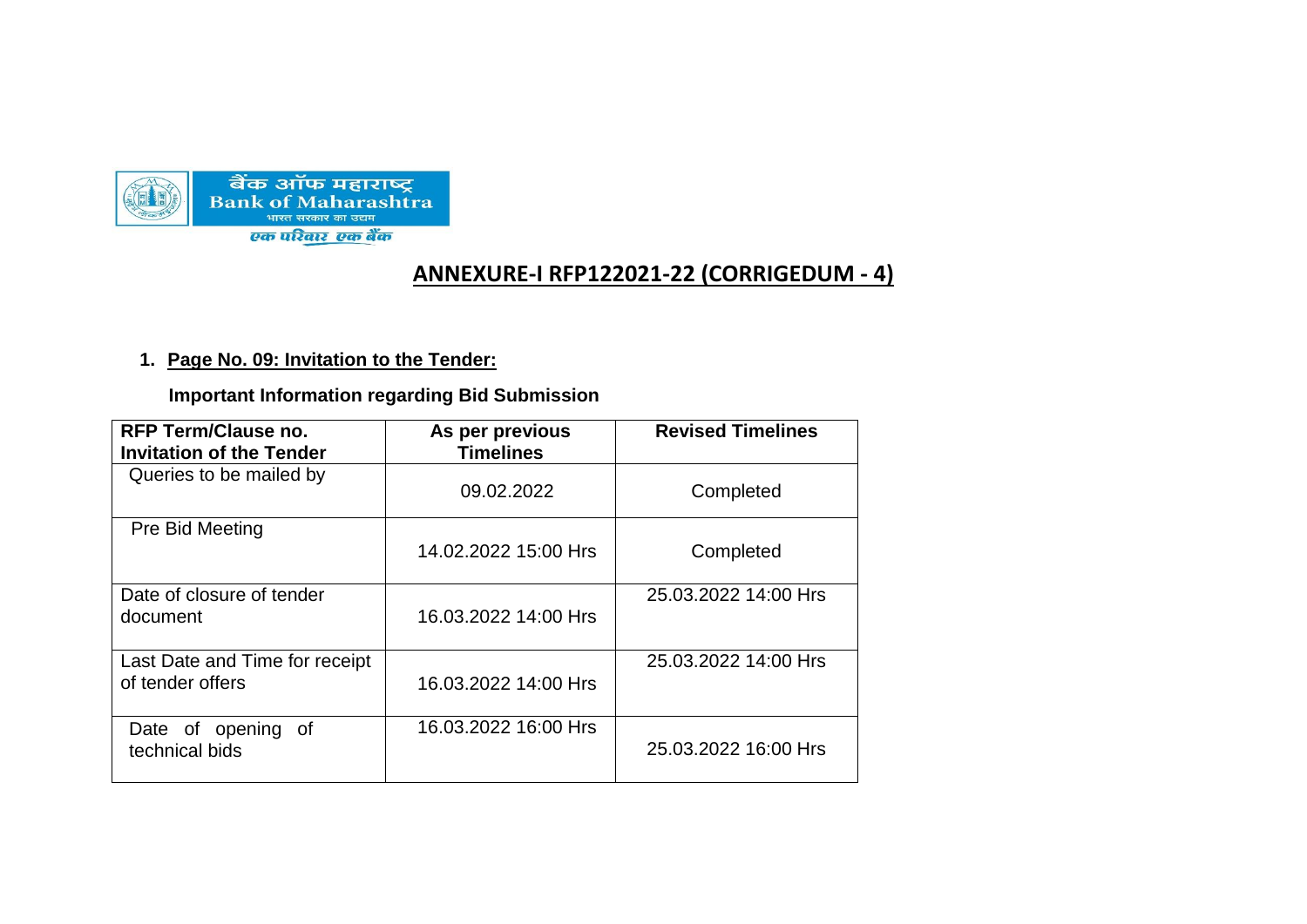बैंक ऑफ महाराष्ट्र
Bank of Maharashtra
भारत सरकार का उद्यम
एक परिवार एक बैंक

## ANNEXURE-I RFP122021-22 (CORRIGEDUM - 4)

1. **Page No. 09: Invitation to the Tender:**

**Important Information regarding Bid Submission**

| RFP Term/Clause no. Invitation of the Tender | As per previous Timelines | Revised Timelines |
|---|---|---|
| Queries to be mailed by | 09.02.2022 | Completed |
| Pre Bid Meeting | 14.02.2022 15:00 Hrs | Completed |
| Date of closure of tender document | 16.03.2022 14:00 Hrs | 25.03.2022 14:00 Hrs |
| Last Date and Time for receipt of tender offers | 16.03.2022 14:00 Hrs | 25.03.2022 14:00 Hrs |
| Date of opening of technical bids | 16.03.2022 16:00 Hrs | 25.03.2022 16:00 Hrs |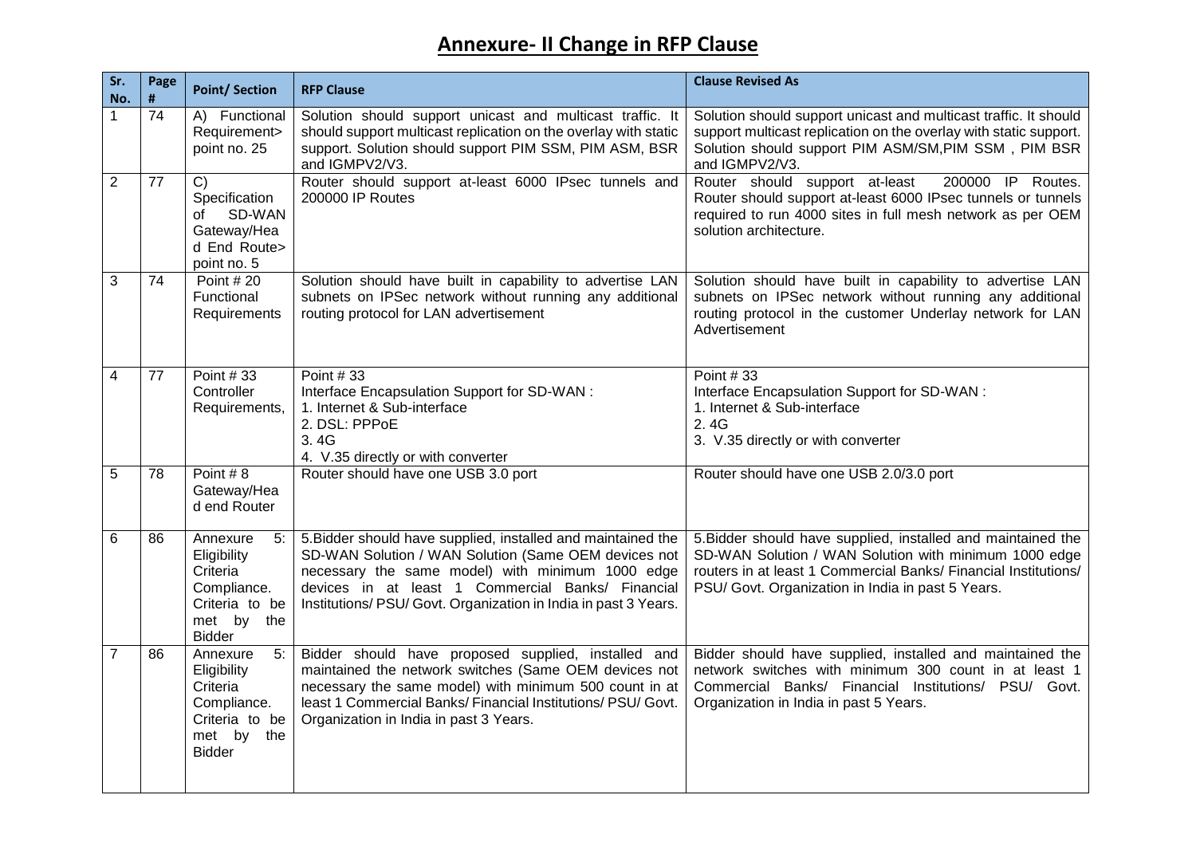# Annexure- II Change in RFP Clause

| Sr. No. | Page # | Point/ Section | RFP Clause | Clause Revised As |
|---|---|---|---|---|
| 1 | 74 | A) Functional Requirement> point no. 25 | Solution should support unicast and multicast traffic. It should support multicast replication on the overlay with static support. Solution should support PIM SSM, PIM ASM, BSR and IGMPV2/V3. | Solution should support unicast and multicast traffic. It should support multicast replication on the overlay with static support. Solution should support PIM ASM/SM,PIM SSM , PIM BSR and IGMPV2/V3. |
| 2 | 77 | C) Specification of SD-WAN Gateway/Head End Route> point no. 5 | Router should support at-least 6000 IPsec tunnels and 200000 IP Routes | Router should support at-least 200000 IP Routes. Router should support at-least 6000 IPsec tunnels or tunnels required to run 4000 sites in full mesh network as per OEM solution architecture. |
| 3 | 74 | Point # 20 Functional Requirements | Solution should have built in capability to advertise LAN subnets on IPSec network without running any additional routing protocol for LAN advertisement | Solution should have built in capability to advertise LAN subnets on IPSec network without running any additional routing protocol in the customer Underlay network for LAN Advertisement |
| 4 | 77 | Point # 33 Controller Requirements, | Point # 33<br>Interface Encapsulation Support for SD-WAN :<br>1. Internet & Sub-interface<br>2. DSL: PPPoE<br>3. 4G<br>4. V.35 directly or with converter | Point # 33<br>Interface Encapsulation Support for SD-WAN :<br>1. Internet & Sub-interface<br>2. 4G<br>3. V.35 directly or with converter |
| 5 | 78 | Point # 8 Gateway/Head end Router | Router should have one USB 3.0 port | Router should have one USB 2.0/3.0 port |
| 6 | 86 | Annexure 5: Eligibility Criteria Compliance. Criteria to be met by the Bidder | 5.Bidder should have supplied, installed and maintained the SD-WAN Solution / WAN Solution (Same OEM devices not necessary the same model) with minimum 1000 edge devices in at least 1 Commercial Banks/ Financial Institutions/ PSU/ Govt. Organization in India in past 3 Years. | 5.Bidder should have supplied, installed and maintained the SD-WAN Solution / WAN Solution with minimum 1000 edge routers in at least 1 Commercial Banks/ Financial Institutions/ PSU/ Govt. Organization in India in past 5 Years. |
| 7 | 86 | Annexure 5: Eligibility Criteria Compliance. Criteria to be met by the Bidder | Bidder should have proposed supplied, installed and maintained the network switches (Same OEM devices not necessary the same model) with minimum 500 count in at least 1 Commercial Banks/ Financial Institutions/ PSU/ Govt. Organization in India in past 3 Years. | Bidder should have supplied, installed and maintained the network switches with minimum 300 count in at least 1 Commercial Banks/ Financial Institutions/ PSU/ Govt. Organization in India in past 5 Years. |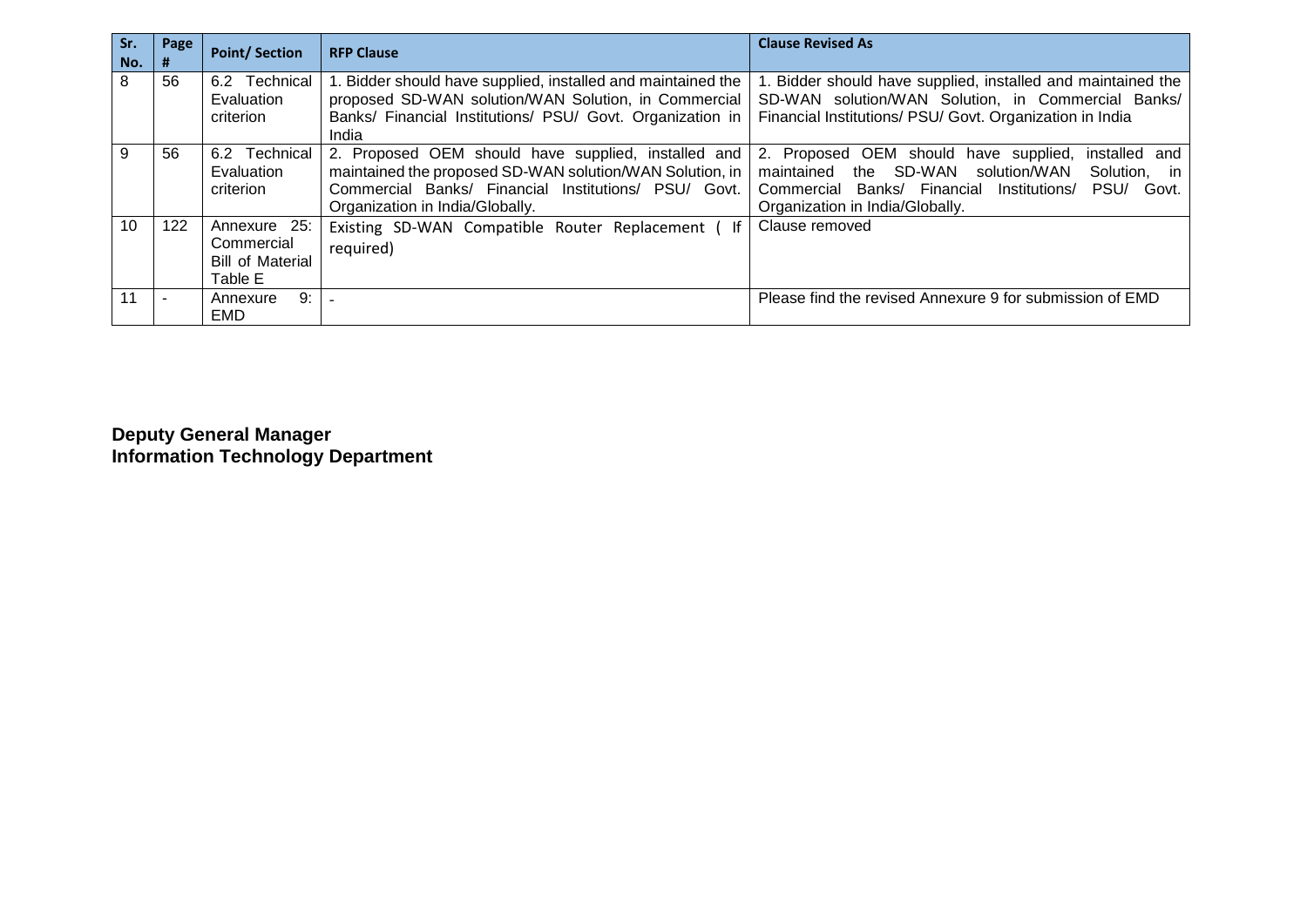| Sr. No. | Page # | Point/ Section | RFP Clause | Clause Revised As |
|---|---|---|---|---|
| 8 | 56 | 6.2 Technical Evaluation criterion | 1. Bidder should have supplied, installed and maintained the proposed SD-WAN solution/WAN Solution, in Commercial Banks/ Financial Institutions/ PSU/ Govt. Organization in India | 1. Bidder should have supplied, installed and maintained the SD-WAN solution/WAN Solution, in Commercial Banks/ Financial Institutions/ PSU/ Govt. Organization in India |
| 9 | 56 | 6.2 Technical Evaluation criterion | 2. Proposed OEM should have supplied, installed and maintained the proposed SD-WAN solution/WAN Solution, in Commercial Banks/ Financial Institutions/ PSU/ Govt. Organization in India/Globally. | 2. Proposed OEM should have supplied, installed and maintained the SD-WAN solution/WAN Solution, in Commercial Banks/ Financial Institutions/ PSU/ Govt. Organization in India/Globally. |
| 10 | 122 | Annexure 25: Commercial Bill of Material Table E | Existing SD-WAN Compatible Router Replacement ( If required) | Clause removed |
| 11 | - | Annexure 9: EMD | - | Please find the revised Annexure 9 for submission of EMD |

**Deputy General Manager**
**Information Technology Department**